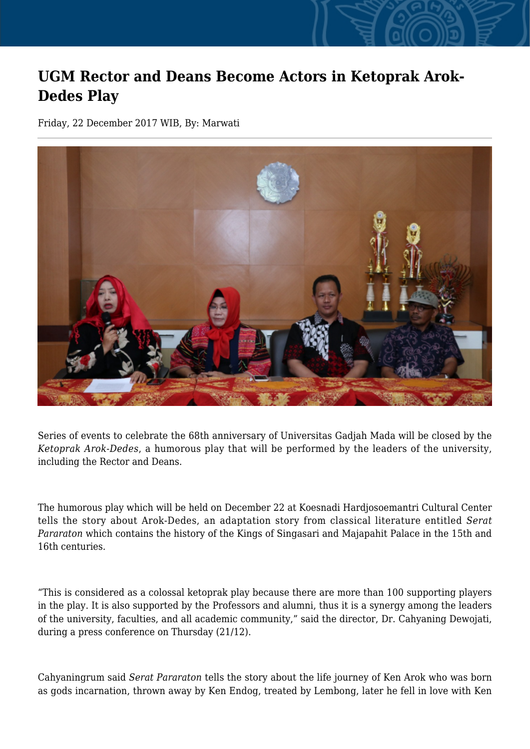# UGM Rector and Deans Become Actors in Ketoprak Arok-Dedes Play

Friday, 22 December 2017 WIB, By: Marwati

Series of events to celebrate the 68th anniversary of Universitas Gadjah Mada will be closed by the *Ketoprak Arok-Dedes*, a humorous play that will be performed by the leaders of the university, including the Rector and Deans.

The humorous play which will be held on December 22 at Koesnadi Hardjosoemantri Cultural Center tells the story about Arok-Dedes, an adaptation story from classical literature entitled *Serat Pararaton* which contains the history of the Kings of Singasari and Majapahit Palace in the 15th and 16th centuries.

"This is considered as a colossal ketoprak play because there are more than 100 supporting players in the play. It is also supported by the Professors and alumni, thus it is a synergy among the leaders of the university, faculties, and all academic community," said the director, Dr. Cahyaning Dewojati, during a press conference on Thursday (21/12).

Cahyaningrum said *Serat Pararaton* tells the story about the life journey of Ken Arok who was born as gods incarnation, thrown away by Ken Endog, treated by Lembong, later he fell in love with Ken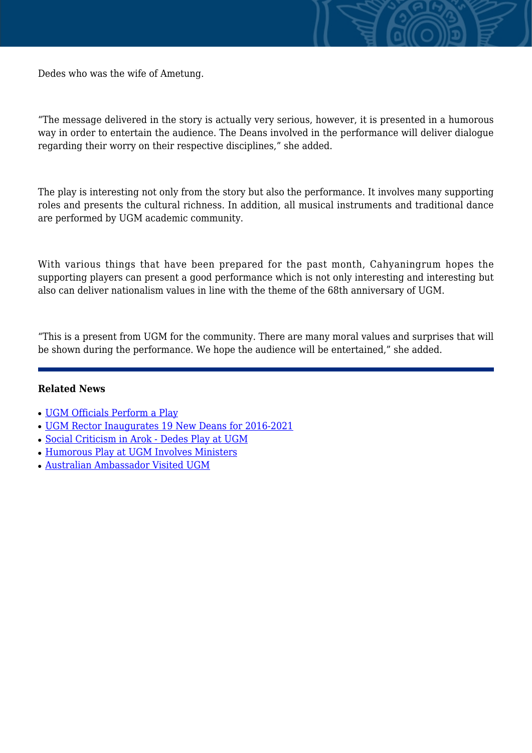Dedes who was the wife of Ametung.

“The message delivered in the story is actually very serious, however, it is presented in a humorous way in order to entertain the audience. The Deans involved in the performance will deliver dialogue regarding their worry on their respective disciplines,” she added.

The play is interesting not only from the story but also the performance. It involves many supporting roles and presents the cultural richness. In addition, all musical instruments and traditional dance are performed by UGM academic community.

With various things that have been prepared for the past month, Cahyaningrum hopes the supporting players can present a good performance which is not only interesting and interesting but also can deliver nationalism values in line with the theme of the 68th anniversary of UGM.

“This is a present from UGM for the community. There are many moral values and surprises that will be shown during the performance. We hope the audience will be entertained,” she added.

---

**Related News**

- UGM Officials Perform a Play
- UGM Rector Inaugurates 19 New Deans for 2016-2021
- Social Criticism in Arok - Dedes Play at UGM
- Humorous Play at UGM Involves Ministers
- Australian Ambassador Visited UGM